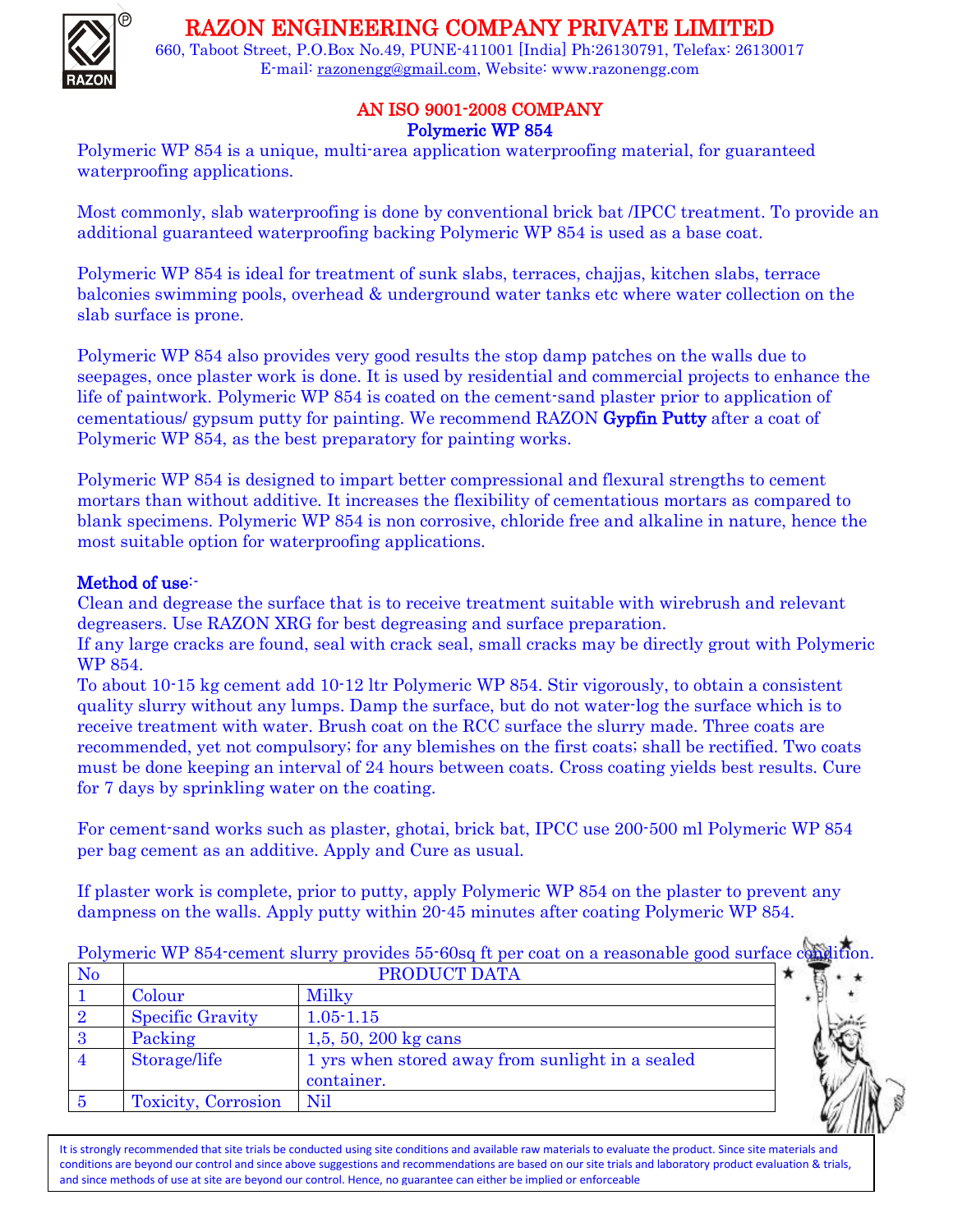# RAZON ENGINEERING COMPANY PRIVATE LIMITED

660, Taboot Street, P.O.Box No.49, PUNE-411001 [India] Ph:26130791, Telefax: 26130017
E-mail: razonengg@gmail.com, Website: www.razonengg.com

## AN ISO 9001-2008 COMPANY
## Polymeric WP 854

Polymeric WP 854 is a unique, multi-area application waterproofing material, for guaranteed waterproofing applications.

Most commonly, slab waterproofing is done by conventional brick bat /IPCC treatment. To provide an additional guaranteed waterproofing backing Polymeric WP 854 is used as a base coat.

Polymeric WP 854 is ideal for treatment of sunk slabs, terraces, chajjas, kitchen slabs, terrace balconies swimming pools, overhead & underground water tanks etc where water collection on the slab surface is prone.

Polymeric WP 854 also provides very good results the stop damp patches on the walls due to seepages, once plaster work is done. It is used by residential and commercial projects to enhance the life of paintwork. Polymeric WP 854 is coated on the cement-sand plaster prior to application of cementatious/ gypsum putty for painting. We recommend RAZON **Gypfin Putty** after a coat of Polymeric WP 854, as the best preparatory for painting works.

Polymeric WP 854 is designed to impart better compressional and flexural strengths to cement mortars than without additive. It increases the flexibility of cementatious mortars as compared to blank specimens. Polymeric WP 854 is non corrosive, chloride free and alkaline in nature, hence the most suitable option for waterproofing applications.

### Method of use:-

Clean and degrease the surface that is to receive treatment suitable with wirebrush and relevant degreasers. Use RAZON XRG for best degreasing and surface preparation.
If any large cracks are found, seal with crack seal, small cracks may be directly grout with Polymeric WP 854.
To about 10-15 kg cement add 10-12 ltr Polymeric WP 854. Stir vigorously, to obtain a consistent quality slurry without any lumps. Damp the surface, but do not water-log the surface which is to receive treatment with water. Brush coat on the RCC surface the slurry made. Three coats are recommended, yet not compulsory; for any blemishes on the first coats; shall be rectified. Two coats must be done keeping an interval of 24 hours between coats. Cross coating yields best results. Cure for 7 days by sprinkling water on the coating.

For cement-sand works such as plaster, ghotai, brick bat, IPCC use 200-500 ml Polymeric WP 854 per bag cement as an additive. Apply and Cure as usual.

If plaster work is complete, prior to putty, apply Polymeric WP 854 on the plaster to prevent any dampness on the walls. Apply putty within 20-45 minutes after coating Polymeric WP 854.

Polymeric WP 854-cement slurry provides 55-60sq ft per coat on a reasonable good surface condition.

| No | PRODUCT DATA | |
|---|---|---|
| 1 | Colour | Milky |
| 2 | Specific Gravity | 1.05-1.15 |
| 3 | Packing | 1,5, 50, 200 kg cans |
| 4 | Storage/life | 1 yrs when stored away from sunlight in a sealed container. |
| 5 | Toxicity, Corrosion | Nil |

It is strongly recommended that site trials be conducted using site conditions and available raw materials to evaluate the product. Since site materials and conditions are beyond our control and since above suggestions and recommendations are based on our site trials and laboratory product evaluation & trials, and since methods of use at site are beyond our control. Hence, no guarantee can either be implied or enforceable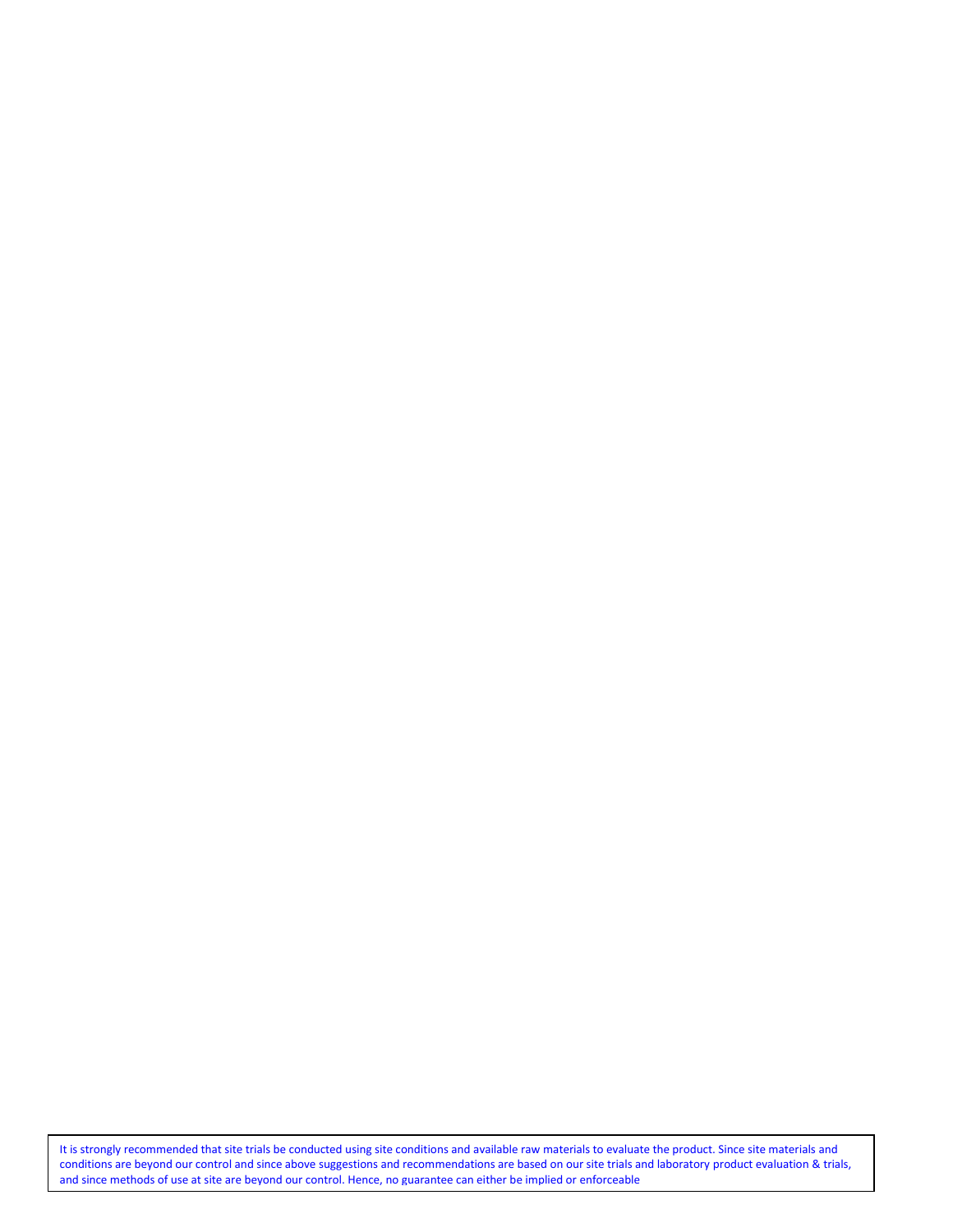It is strongly recommended that site trials be conducted using site conditions and available raw materials to evaluate the product. Since site materials and conditions are beyond our control and since above suggestions and recommendations are based on our site trials and laboratory product evaluation & trials, and since methods of use at site are beyond our control. Hence, no guarantee can either be implied or enforceable